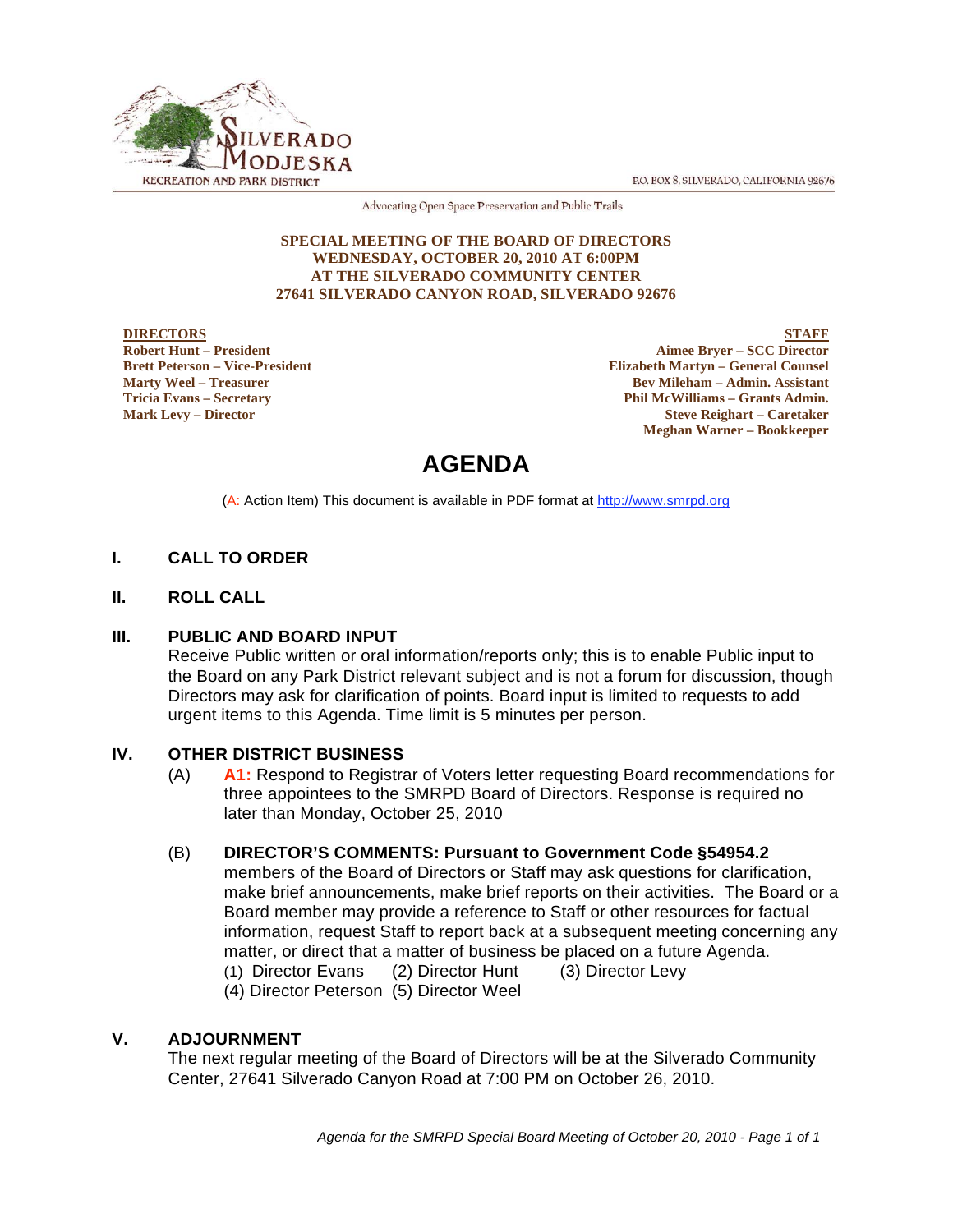SILVERADO MODJESKA

RECREATION AND PARK DISTRICT

P.O. BOX 8, SILVERADO, CALIFORNIA 92676

Advocating Open Space Preservation and Public Trails

**SPECIAL MEETING OF THE BOARD OF DIRECTORS**
**WEDNESDAY, OCTOBER 20, 2010 AT 6:00PM**
**AT THE SILVERADO COMMUNITY CENTER**
**27641 SILVERADO CANYON ROAD, SILVERADO 92676**

**DIRECTORS**
**Robert Hunt – President**
**Brett Peterson – Vice-President**
**Marty Weel – Treasurer**
**Tricia Evans – Secretary**
**Mark Levy – Director**

**STAFF**
**Aimee Bryer – SCC Director**
**Elizabeth Martyn – General Counsel**
**Bev Mileham – Admin. Assistant**
**Phil McWilliams – Grants Admin.**
**Steve Reighart – Caretaker**
**Meghan Warner – Bookkeeper**

# AGENDA

(A: Action Item) This document is available in PDF format at http://www.smrpd.org

## I. CALL TO ORDER

## II. ROLL CALL

## III. PUBLIC AND BOARD INPUT

Receive Public written or oral information/reports only; this is to enable Public input to the Board on any Park District relevant subject and is not a forum for discussion, though Directors may ask for clarification of points. Board input is limited to requests to add urgent items to this Agenda. Time limit is 5 minutes per person.

## IV. OTHER DISTRICT BUSINESS

(A) **A1:** Respond to Registrar of Voters letter requesting Board recommendations for three appointees to the SMRPD Board of Directors. Response is required no later than Monday, October 25, 2010

(B) **DIRECTOR'S COMMENTS: Pursuant to Government Code §54954.2** members of the Board of Directors or Staff may ask questions for clarification, make brief announcements, make brief reports on their activities. The Board or a Board member may provide a reference to Staff or other resources for factual information, request Staff to report back at a subsequent meeting concerning any matter, or direct that a matter of business be placed on a future Agenda.
(1) Director Evans (2) Director Hunt (3) Director Levy
(4) Director Peterson (5) Director Weel

## V. ADJOURNMENT

The next regular meeting of the Board of Directors will be at the Silverado Community Center, 27641 Silverado Canyon Road at 7:00 PM on October 26, 2010.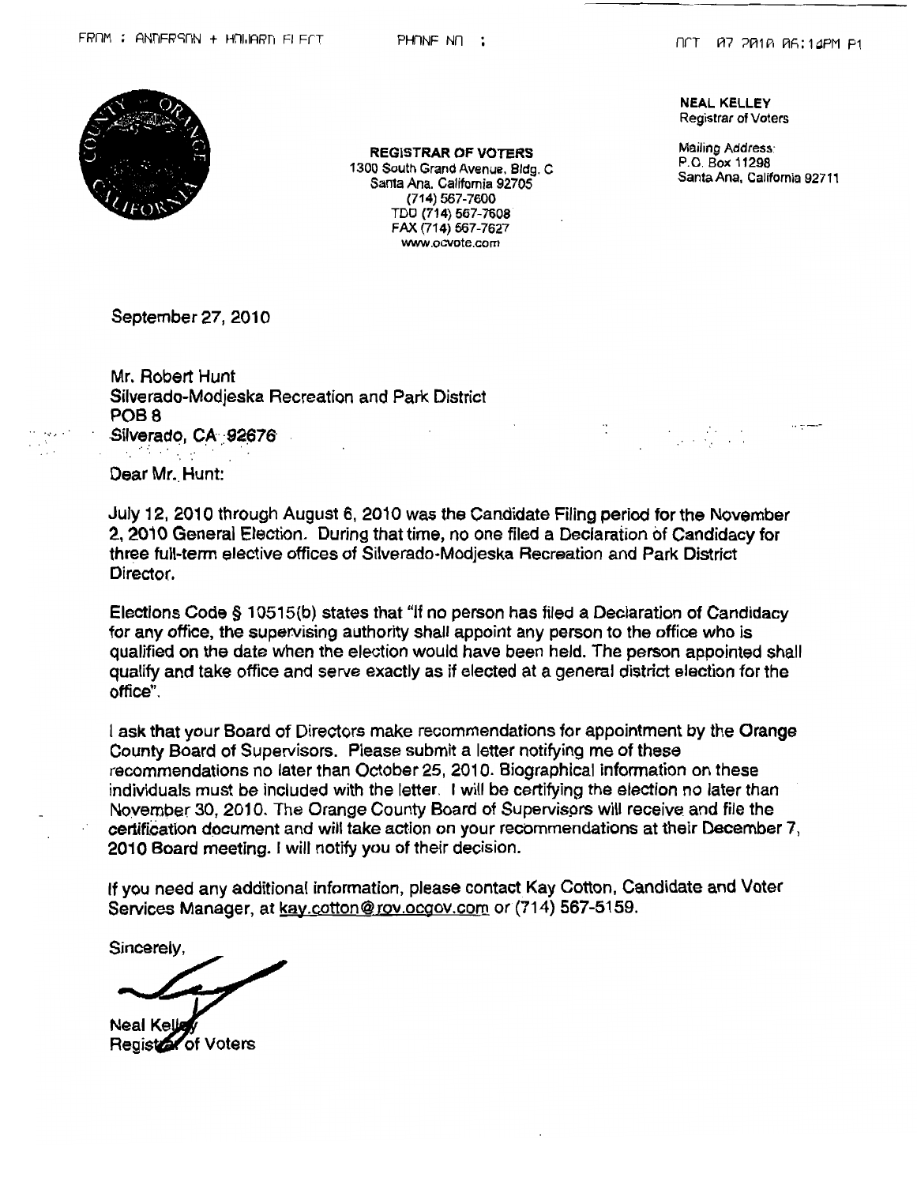FROM : ANDERSON + HOWARD ELECT PHONE NO : OCT 07 2010 06:14PM P1

**REGISTRAR OF VOTERS**
1300 South Grand Avenue, Bldg. C
Santa Ana, California 92705
(714) 567-7600
TDD (714) 567-7608
FAX (714) 567-7627
www.ocvote.com

**NEAL KELLEY**
Registrar of Voters

Mailing Address:
P.O. Box 11298
Santa Ana, California 92711

September 27, 2010

Mr. Robert Hunt
Silverado-Modjeska Recreation and Park District
POB 8
Silverado, CA 92676

Dear Mr. Hunt:

July 12, 2010 through August 6, 2010 was the Candidate Filing period for the November 2, 2010 General Election. During that time, no one filed a Declaration of Candidacy for three full-term elective offices of Silverado-Modjeska Recreation and Park District Director.

Elections Code § 10515(b) states that "If no person has filed a Declaration of Candidacy for any office, the supervising authority shall appoint any person to the office who is qualified on the date when the election would have been held. The person appointed shall qualify and take office and serve exactly as if elected at a general district election for the office".

I ask that your Board of Directors make recommendations for appointment by the Orange County Board of Supervisors. Please submit a letter notifying me of these recommendations no later than October 25, 2010. Biographical information on these individuals must be included with the letter. I will be certifying the election no later than November 30, 2010. The Orange County Board of Supervisors will receive and file the certification document and will take action on your recommendations at their December 7, 2010 Board meeting. I will notify you of their decision.

If you need any additional information, please contact Kay Cotton, Candidate and Voter Services Manager, at kay.cotton@rov.ocgov.com or (714) 567-5159.

Sincerely,

Neal Kelley
Registrar of Voters